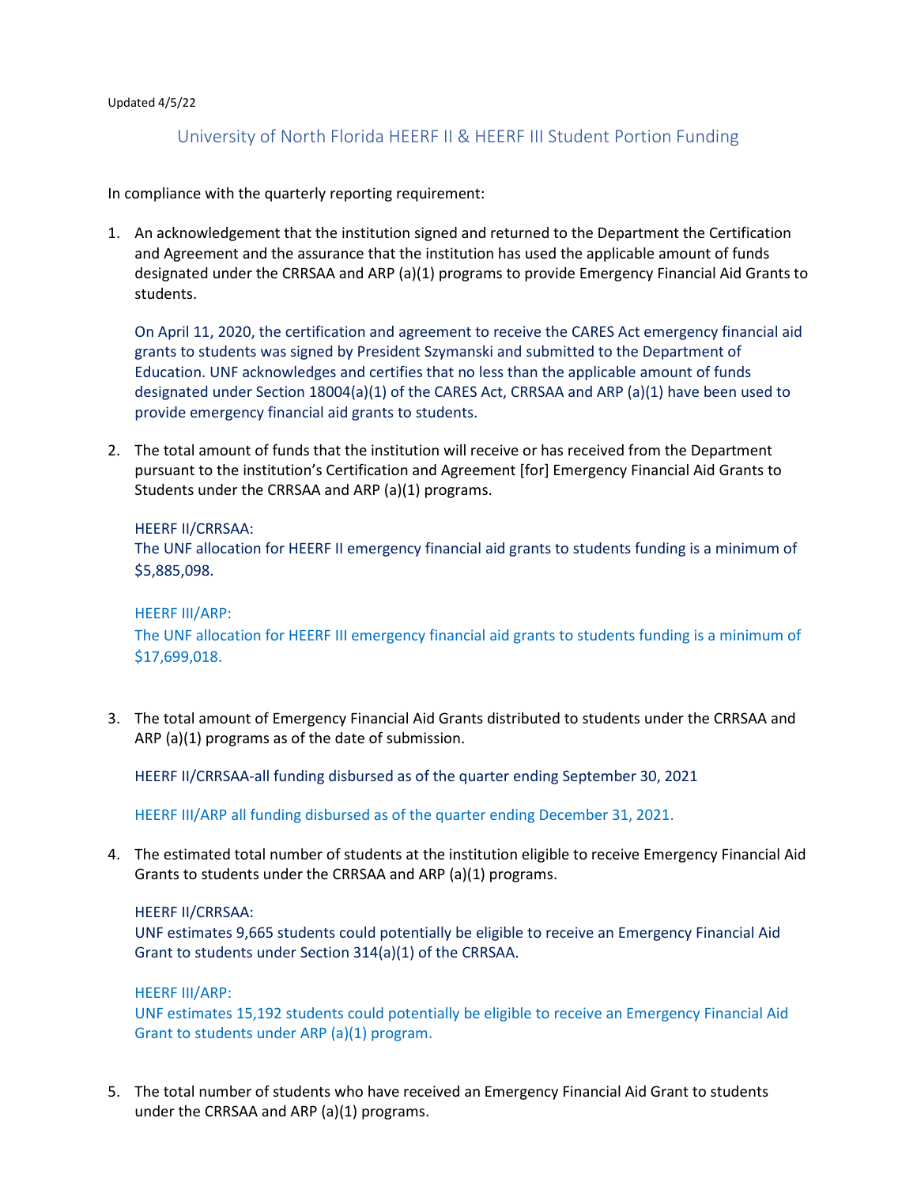Updated 4/5/22

# University of North Florida HEERF II & HEERF III Student Portion Funding

In compliance with the quarterly reporting requirement:

1. An acknowledgement that the institution signed and returned to the Department the Certification and Agreement and the assurance that the institution has used the applicable amount of funds designated under the CRRSAA and ARP (a)(1) programs to provide Emergency Financial Aid Grants to students.

   On April 11, 2020, the certification and agreement to receive the CARES Act emergency financial aid grants to students was signed by President Szymanski and submitted to the Department of Education. UNF acknowledges and certifies that no less than the applicable amount of funds designated under Section 18004(a)(1) of the CARES Act, CRRSAA and ARP (a)(1) have been used to provide emergency financial aid grants to students.

2. The total amount of funds that the institution will receive or has received from the Department pursuant to the institution's Certification and Agreement [for] Emergency Financial Aid Grants to Students under the CRRSAA and ARP (a)(1) programs.

   HEERF II/CRRSAA:
   The UNF allocation for HEERF II emergency financial aid grants to students funding is a minimum of $5,885,098.

   HEERF III/ARP:
   The UNF allocation for HEERF III emergency financial aid grants to students funding is a minimum of $17,699,018.

3. The total amount of Emergency Financial Aid Grants distributed to students under the CRRSAA and ARP (a)(1) programs as of the date of submission.

   HEERF II/CRRSAA-all funding disbursed as of the quarter ending September 30, 2021

   HEERF III/ARP all funding disbursed as of the quarter ending December 31, 2021.

4. The estimated total number of students at the institution eligible to receive Emergency Financial Aid Grants to students under the CRRSAA and ARP (a)(1) programs.

   HEERF II/CRRSAA:
   UNF estimates 9,665 students could potentially be eligible to receive an Emergency Financial Aid Grant to students under Section 314(a)(1) of the CRRSAA.

   HEERF III/ARP:
   UNF estimates 15,192 students could potentially be eligible to receive an Emergency Financial Aid Grant to students under ARP (a)(1) program.

5. The total number of students who have received an Emergency Financial Aid Grant to students under the CRRSAA and ARP (a)(1) programs.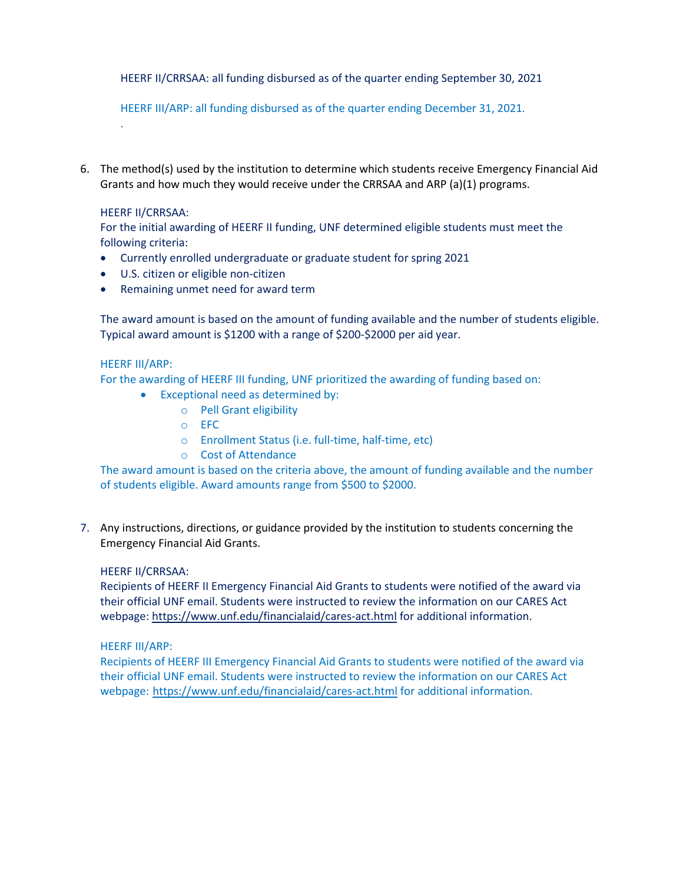HEERF II/CRRSAA: all funding disbursed as of the quarter ending September 30, 2021

HEERF III/ARP: all funding disbursed as of the quarter ending December 31, 2021.

.

6. The method(s) used by the institution to determine which students receive Emergency Financial Aid Grants and how much they would receive under the CRRSAA and ARP (a)(1) programs.

   HEERF II/CRRSAA:
   For the initial awarding of HEERF II funding, UNF determined eligible students must meet the following criteria:

   - Currently enrolled undergraduate or graduate student for spring 2021
   - U.S. citizen or eligible non-citizen
   - Remaining unmet need for award term

   The award amount is based on the amount of funding available and the number of students eligible. Typical award amount is $1200 with a range of $200-$2000 per aid year.

   HEERF III/ARP:
   For the awarding of HEERF III funding, UNF prioritized the awarding of funding based on:

   - Exceptional need as determined by:
     - Pell Grant eligibility
     - EFC
     - Enrollment Status (i.e. full-time, half-time, etc)
     - Cost of Attendance

   The award amount is based on the criteria above, the amount of funding available and the number of students eligible. Award amounts range from $500 to $2000.

7. Any instructions, directions, or guidance provided by the institution to students concerning the Emergency Financial Aid Grants.

   HEERF II/CRRSAA:
   Recipients of HEERF II Emergency Financial Aid Grants to students were notified of the award via their official UNF email. Students were instructed to review the information on our CARES Act webpage: https://www.unf.edu/financialaid/cares-act.html for additional information.

   HEERF III/ARP:
   Recipients of HEERF III Emergency Financial Aid Grants to students were notified of the award via their official UNF email. Students were instructed to review the information on our CARES Act webpage: https://www.unf.edu/financialaid/cares-act.html for additional information.